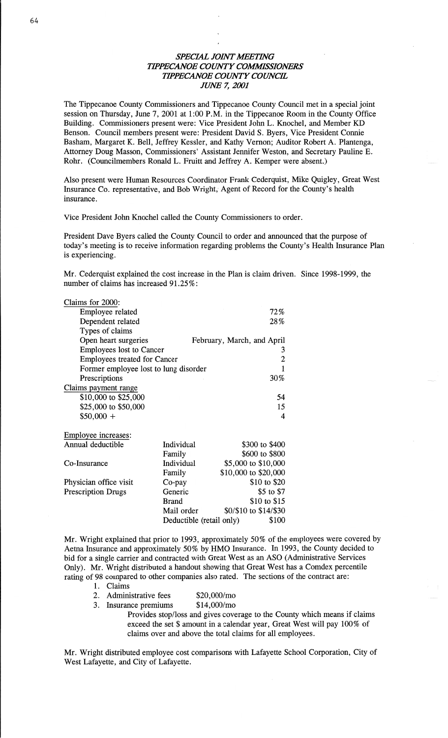*SPECIAL JOINT MEETING*
*TIPPECANOE COUNTY COMMISSIONERS*
*TIPPECANOE COUNTY COUNCIL*
*JUNE 7, 2001*

The Tippecanoe County Commissioners and Tippecanoe County Council met in a special joint session on Thursday, June 7, 2001 at 1:00 P.M. in the Tippecanoe Room in the County Office Building. Commissioners present were: Vice President John L. Knochel, and Member KD Benson. Council members present were: President David S. Byers, Vice President Connie Basham, Margaret K. Bell, Jeffrey Kessler, and Kathy Vernon; Auditor Robert A. Plantenga, Attorney Doug Masson, Commissioners' Assistant Jennifer Weston, and Secretary Pauline E. Rohr. (Councilmembers Ronald L. Fruitt and Jeffrey A. Kemper were absent.)

Also present were Human Resources Coordinator Frank Cederquist, Mike Quigley, Great West Insurance Co. representative, and Bob Wright, Agent of Record for the County's health insurance.

Vice President John Knochel called the County Commissioners to order.

President Dave Byers called the County Council to order and announced that the purpose of today's meeting is to receive information regarding problems the County's Health Insurance Plan is experiencing.

Mr. Cederquist explained the cost increase in the Plan is claim driven. Since 1998-1999, the number of claims has increased 91.25%:

| | |
|---|---|
| Claims for 2000: | |
| Employee related | 72% |
| Dependent related | 28% |
| Types of claims | |
| Open heart surgeries | February, March, and April |
| Employees lost to Cancer | 3 |
| Employees treated for Cancer | 2 |
| Former employee lost to lung disorder | 1 |
| Prescriptions | 30% |
| Claims payment range | |
| $10,000 to $25,000 | 54 |
| $25,000 to $50,000 | 15 |
| $50,000 + | 4 |

| | | |
|---|---|---|
| Employee increases: | | |
| Annual deductible | Individual | $300 to $400 |
| | Family | $600 to $800 |
| Co-Insurance | Individual | $5,000 to $10,000 |
| | Family | $10,000 to $20,000 |
| Physician office visit | Co-pay | $10 to $20 |
| Prescription Drugs | Generic | $5 to $7 |
| | Brand | $10 to $15 |
| | Mail order | $0/$10 to $14/$30 |
| | Deductible (retail only) | $100 |

Mr. Wright explained that prior to 1993, approximately 50% of the employees were covered by Aetna Insurance and approximately 50% by HMO Insurance. In 1993, the County decided to bid for a single carrier and contracted with Great West as an ASO (Administrative Services Only). Mr. Wright distributed a handout showing that Great West has a Comdex percentile rating of 98 compared to other companies also rated. The sections of the contract are:

1. Claims
2. Administrative fees $20,000/mo
3. Insurance premiums $14,000/mo

   Provides stop/loss and gives coverage to the County which means if claims exceed the set $ amount in a calendar year, Great West will pay 100% of claims over and above the total claims for all employees.

Mr. Wright distributed employee cost comparisons with Lafayette School Corporation, City of West Lafayette, and City of Lafayette.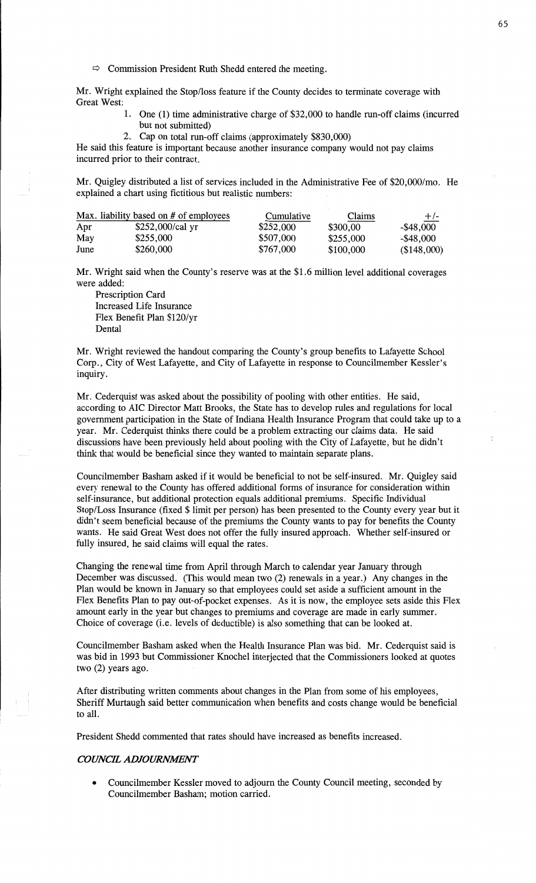⇨ Commission President Ruth Shedd entered the meeting.

Mr. Wright explained the Stop/loss feature if the County decides to terminate coverage with Great West:

1. One (1) time administrative charge of $32,000 to handle run-off claims (incurred but not submitted)
2. Cap on total run-off claims (approximately $830,000)

He said this feature is important because another insurance company would not pay claims incurred prior to their contract.

Mr. Quigley distributed a list of services included in the Administrative Fee of $20,000/mo. He explained a chart using fictitious but realistic numbers:

| Max. liability based on # of employees | | Cumulative | Claims | +/- |
|---|---|---|---|---|
| Apr | $252,000/cal yr | $252,000 | $300,00 | -$48,000 |
| May | $255,000 | $507,000 | $255,000 | -$48,000 |
| June | $260,000 | $767,000 | $100,000 | ($148,000) |

Mr. Wright said when the County's reserve was at the $1.6 million level additional coverages were added:

Prescription Card
Increased Life Insurance
Flex Benefit Plan $120/yr
Dental

Mr. Wright reviewed the handout comparing the County's group benefits to Lafayette School Corp., City of West Lafayette, and City of Lafayette in response to Councilmember Kessler's inquiry.

Mr. Cederquist was asked about the possibility of pooling with other entities. He said, according to AIC Director Matt Brooks, the State has to develop rules and regulations for local government participation in the State of Indiana Health Insurance Program that could take up to a year. Mr. Cederquist thinks there could be a problem extracting our claims data. He said discussions have been previously held about pooling with the City of Lafayette, but he didn't think that would be beneficial since they wanted to maintain separate plans.

Councilmember Basham asked if it would be beneficial to not be self-insured. Mr. Quigley said every renewal to the County has offered additional forms of insurance for consideration within self-insurance, but additional protection equals additional premiums. Specific Individual Stop/Loss Insurance (fixed $ limit per person) has been presented to the County every year but it didn't seem beneficial because of the premiums the County wants to pay for benefits the County wants. He said Great West does not offer the fully insured approach. Whether self-insured or fully insured, he said claims will equal the rates.

Changing the renewal time from April through March to calendar year January through December was discussed. (This would mean two (2) renewals in a year.) Any changes in the Plan would be known in January so that employees could set aside a sufficient amount in the Flex Benefits Plan to pay out-of-pocket expenses. As it is now, the employee sets aside this Flex amount early in the year but changes to premiums and coverage are made in early summer. Choice of coverage (i.e. levels of deductible) is also something that can be looked at.

Councilmember Basham asked when the Health Insurance Plan was bid. Mr. Cederquist said is was bid in 1993 but Commissioner Knochel interjected that the Commissioners looked at quotes two (2) years ago.

After distributing written comments about changes in the Plan from some of his employees, Sheriff Murtaugh said better communication when benefits and costs change would be beneficial to all.

President Shedd commented that rates should have increased as benefits increased.

### *COUNCIL ADJOURNMENT*

- Councilmember Kessler moved to adjourn the County Council meeting, seconded by Councilmember Basham; motion carried.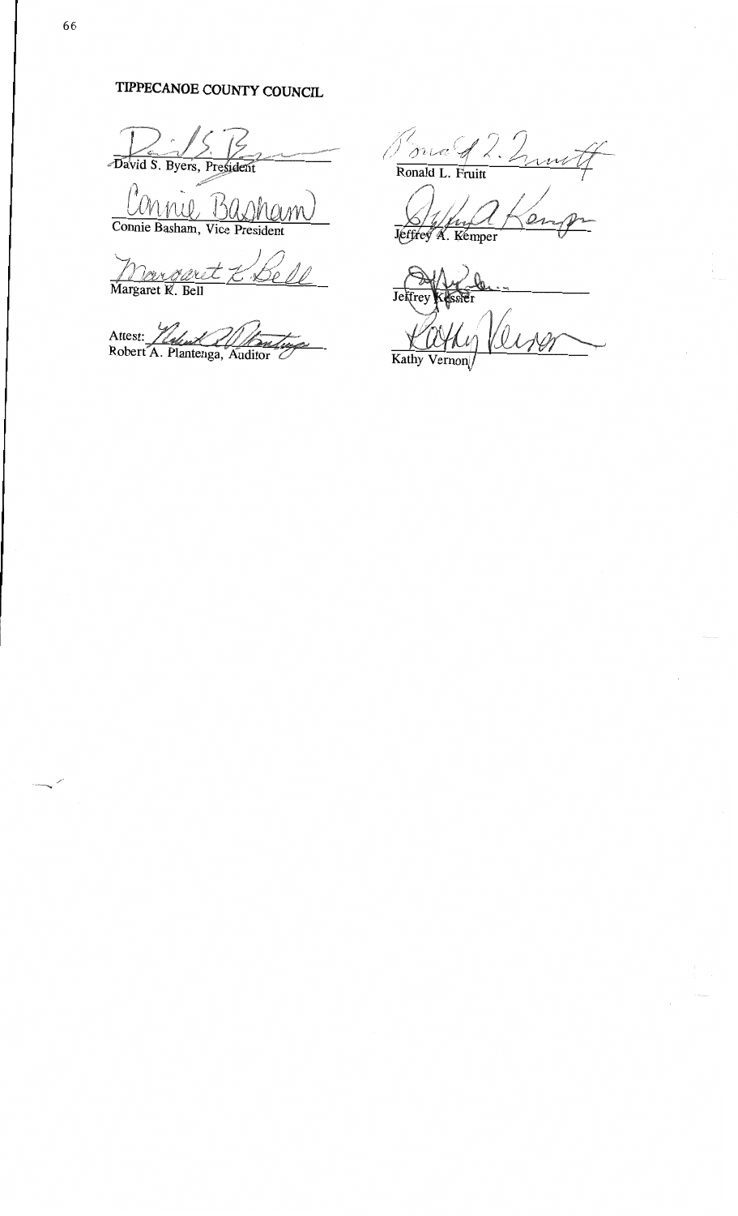## TIPPECANOE COUNTY COUNCIL

David S. Byers, President

Connie Basham, Vice President

Margaret K. Bell

Attest: Robert A. Plantenga, Auditor

Ronald L. Fruitt

Jeffrey A. Kemper

Jeffrey Kessler

Kathy Vernon